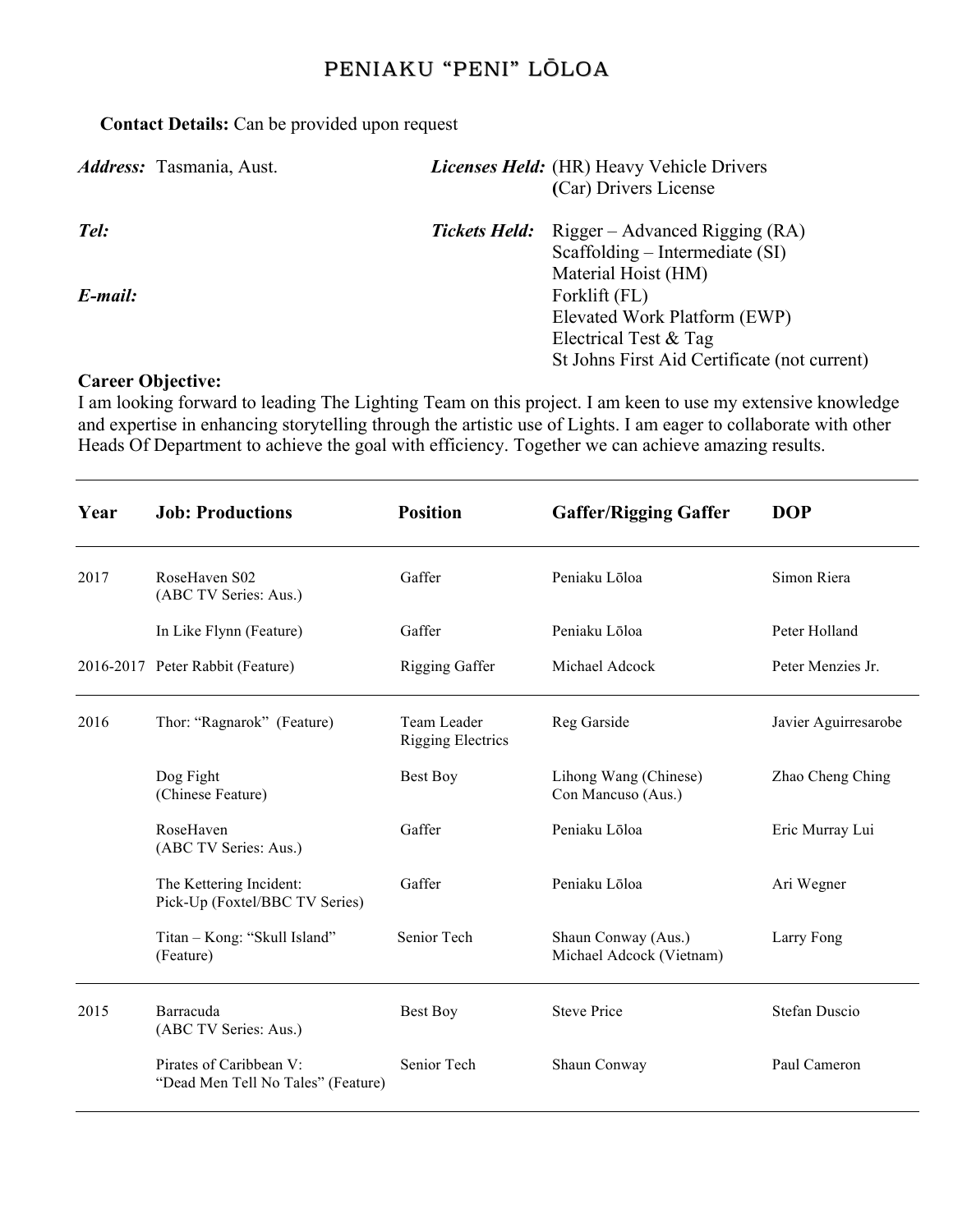# PENIAKU "PENI" LŌLOA

**Contact Details:** Can be provided upon request

***Address:*** Tasmania, Aust.

***Tel:***

***E-mail:***

***Licenses Held:*** (HR) Heavy Vehicle Drivers
(Car) Drivers License

***Tickets Held:*** Rigger – Advanced Rigging (RA)
Scaffolding – Intermediate (SI)
Material Hoist (HM)
Forklift (FL)
Elevated Work Platform (EWP)
Electrical Test & Tag
St Johns First Aid Certificate (not current)

**Career Objective:**
I am looking forward to leading The Lighting Team on this project. I am keen to use my extensive knowledge and expertise in enhancing storytelling through the artistic use of Lights. I am eager to collaborate with other Heads Of Department to achieve the goal with efficiency. Together we can achieve amazing results.

| Year | Job: Productions | Position | Gaffer/Rigging Gaffer | DOP |
|---|---|---|---|---|
| 2017 | RoseHaven S02 (ABC TV Series: Aus.) | Gaffer | Peniaku Lōloa | Simon Riera |
| | In Like Flynn (Feature) | Gaffer | Peniaku Lōloa | Peter Holland |
| 2016-2017 | Peter Rabbit (Feature) | Rigging Gaffer | Michael Adcock | Peter Menzies Jr. |
| 2016 | Thor: "Ragnarok" (Feature) | Team Leader Rigging Electrics | Reg Garside | Javier Aguirresarobe |
| | Dog Fight (Chinese Feature) | Best Boy | Lihong Wang (Chinese) Con Mancuso (Aus.) | Zhao Cheng Ching |
| | RoseHaven (ABC TV Series: Aus.) | Gaffer | Peniaku Lōloa | Eric Murray Lui |
| | The Kettering Incident: Pick-Up (Foxtel/BBC TV Series) | Gaffer | Peniaku Lōloa | Ari Wegner |
| | Titan – Kong: "Skull Island" (Feature) | Senior Tech | Shaun Conway (Aus.) Michael Adcock (Vietnam) | Larry Fong |
| 2015 | Barracuda (ABC TV Series: Aus.) | Best Boy | Steve Price | Stefan Duscio |
| | Pirates of Caribbean V: "Dead Men Tell No Tales" (Feature) | Senior Tech | Shaun Conway | Paul Cameron |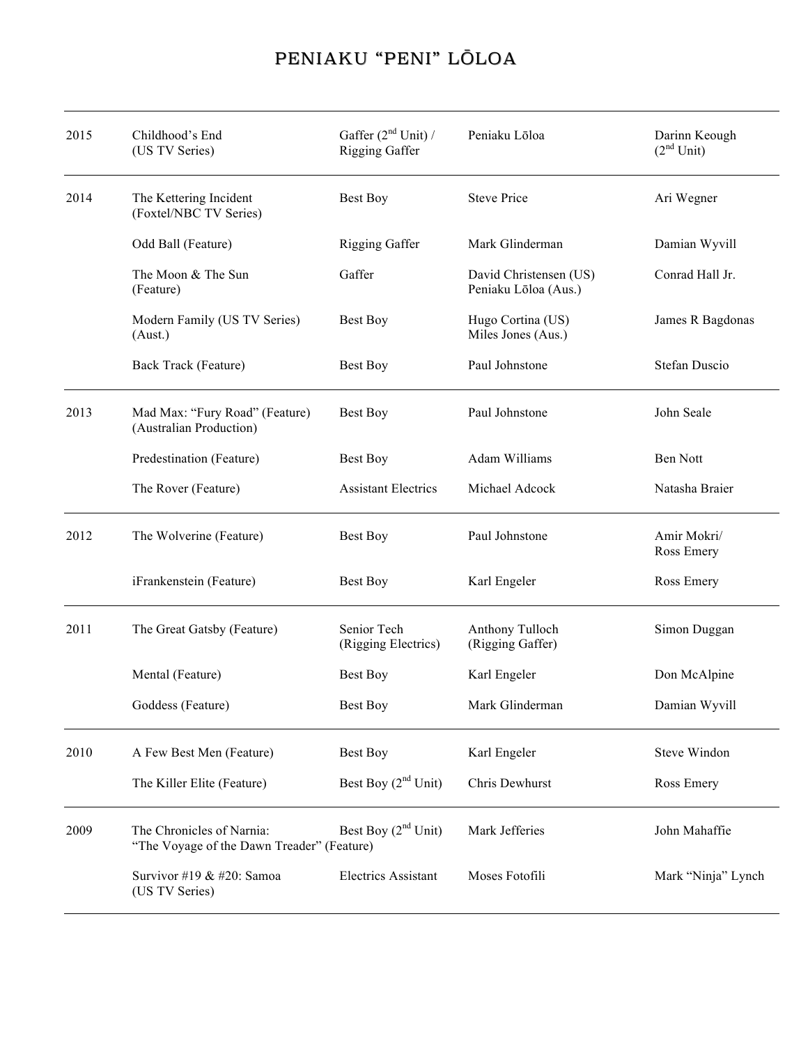# PENIAKU "PENI" LŌLOA

| Year | Production | Role | Gaffer | DOP |
|---|---|---|---|---|
| 2015 | Childhood's End (US TV Series) | Gaffer (2nd Unit) / Rigging Gaffer | Peniaku Lōloa | Darinn Keough (2nd Unit) |
| 2014 | The Kettering Incident (Foxtel/NBC TV Series) | Best Boy | Steve Price | Ari Wegner |
| | Odd Ball (Feature) | Rigging Gaffer | Mark Glinderman | Damian Wyvill |
| | The Moon & The Sun (Feature) | Gaffer | David Christensen (US) Peniaku Lōloa (Aus.) | Conrad Hall Jr. |
| | Modern Family (US TV Series) (Aust.) | Best Boy | Hugo Cortina (US) Miles Jones (Aus.) | James R Bagdonas |
| | Back Track (Feature) | Best Boy | Paul Johnstone | Stefan Duscio |
| 2013 | Mad Max: "Fury Road" (Feature) (Australian Production) | Best Boy | Paul Johnstone | John Seale |
| | Predestination (Feature) | Best Boy | Adam Williams | Ben Nott |
| | The Rover (Feature) | Assistant Electrics | Michael Adcock | Natasha Braier |
| 2012 | The Wolverine (Feature) | Best Boy | Paul Johnstone | Amir Mokri/ Ross Emery |
| | iFrankenstein (Feature) | Best Boy | Karl Engeler | Ross Emery |
| 2011 | The Great Gatsby (Feature) | Senior Tech (Rigging Electrics) | Anthony Tulloch (Rigging Gaffer) | Simon Duggan |
| | Mental (Feature) | Best Boy | Karl Engeler | Don McAlpine |
| | Goddess (Feature) | Best Boy | Mark Glinderman | Damian Wyvill |
| 2010 | A Few Best Men (Feature) | Best Boy | Karl Engeler | Steve Windon |
| | The Killer Elite (Feature) | Best Boy (2nd Unit) | Chris Dewhurst | Ross Emery |
| 2009 | The Chronicles of Narnia: "The Voyage of the Dawn Treader" (Feature) | Best Boy (2nd Unit) | Mark Jefferies | John Mahaffie |
| | Survivor #19 & #20: Samoa (US TV Series) | Electrics Assistant | Moses Fotofili | Mark "Ninja" Lynch |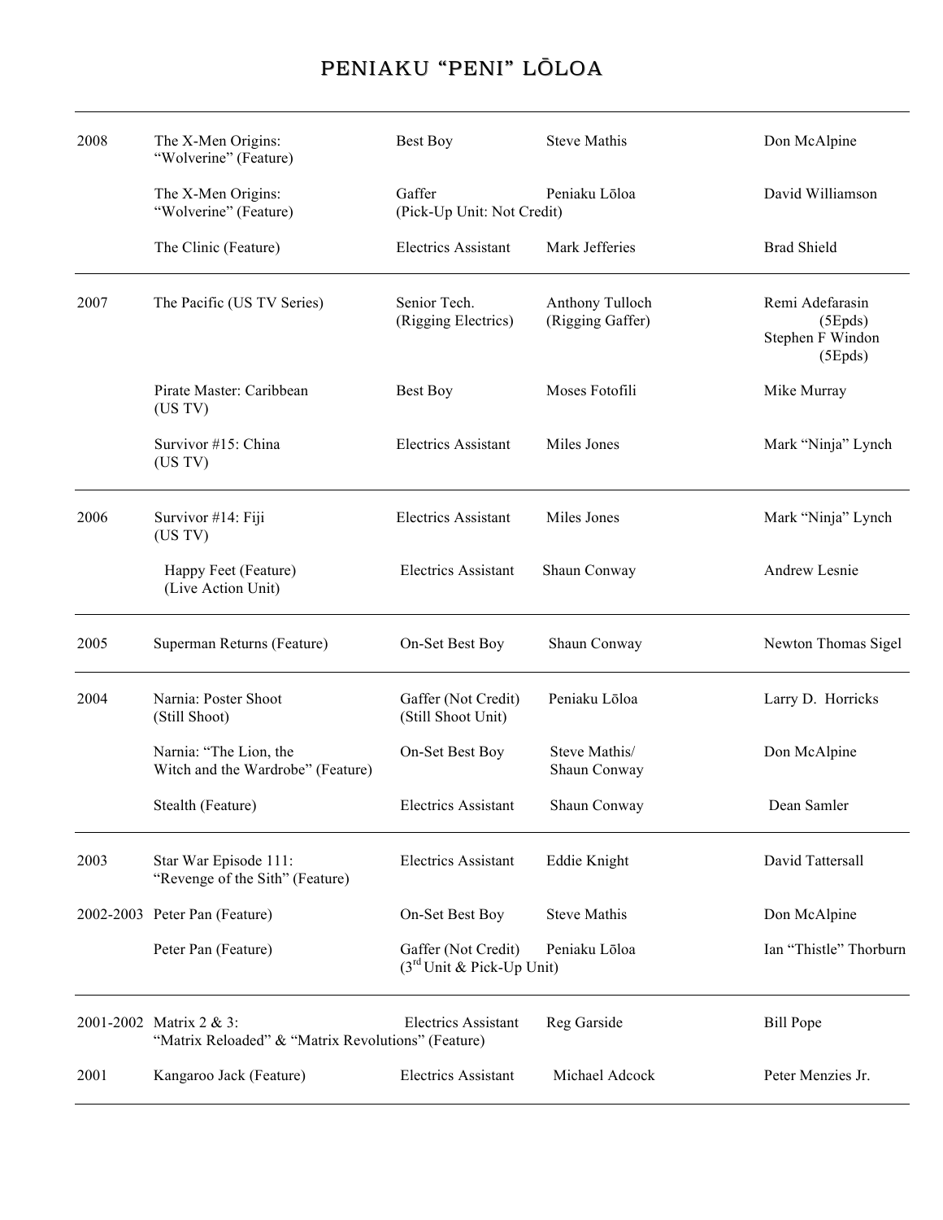# PENIAKU "PENI" LŌLOA

| Year | Production | Position | Gaffer | DOP |
|---|---|---|---|---|
| 2008 | The X-Men Origins: "Wolverine" (Feature) | Best Boy | Steve Mathis | Don McAlpine |
| | The X-Men Origins: "Wolverine" (Feature) | Gaffer (Pick-Up Unit: Not Credit) | Peniaku Lōloa | David Williamson |
| | The Clinic (Feature) | Electrics Assistant | Mark Jefferies | Brad Shield |
| 2007 | The Pacific (US TV Series) | Senior Tech. (Rigging Electrics) | Anthony Tulloch (Rigging Gaffer) | Remi Adefarasin (5Epds) Stephen F Windon (5Epds) |
| | Pirate Master: Caribbean (US TV) | Best Boy | Moses Fotofili | Mike Murray |
| | Survivor #15: China (US TV) | Electrics Assistant | Miles Jones | Mark "Ninja" Lynch |
| 2006 | Survivor #14: Fiji (US TV) | Electrics Assistant | Miles Jones | Mark "Ninja" Lynch |
| | Happy Feet (Feature) (Live Action Unit) | Electrics Assistant | Shaun Conway | Andrew Lesnie |
| 2005 | Superman Returns (Feature) | On-Set Best Boy | Shaun Conway | Newton Thomas Sigel |
| 2004 | Narnia: Poster Shoot (Still Shoot) | Gaffer (Not Credit) (Still Shoot Unit) | Peniaku Lōloa | Larry D. Horricks |
| | Narnia: "The Lion, the Witch and the Wardrobe" (Feature) | On-Set Best Boy | Steve Mathis/ Shaun Conway | Don McAlpine |
| | Stealth (Feature) | Electrics Assistant | Shaun Conway | Dean Samler |
| 2003 | Star War Episode 111: "Revenge of the Sith" (Feature) | Electrics Assistant | Eddie Knight | David Tattersall |
| 2002-2003 | Peter Pan (Feature) | On-Set Best Boy | Steve Mathis | Don McAlpine |
| | Peter Pan (Feature) | Gaffer (Not Credit) (3rd Unit & Pick-Up Unit) | Peniaku Lōloa | Ian "Thistle" Thorburn |
| 2001-2002 | Matrix 2 & 3: "Matrix Reloaded" & "Matrix Revolutions" (Feature) | Electrics Assistant | Reg Garside | Bill Pope |
| 2001 | Kangaroo Jack (Feature) | Electrics Assistant | Michael Adcock | Peter Menzies Jr. |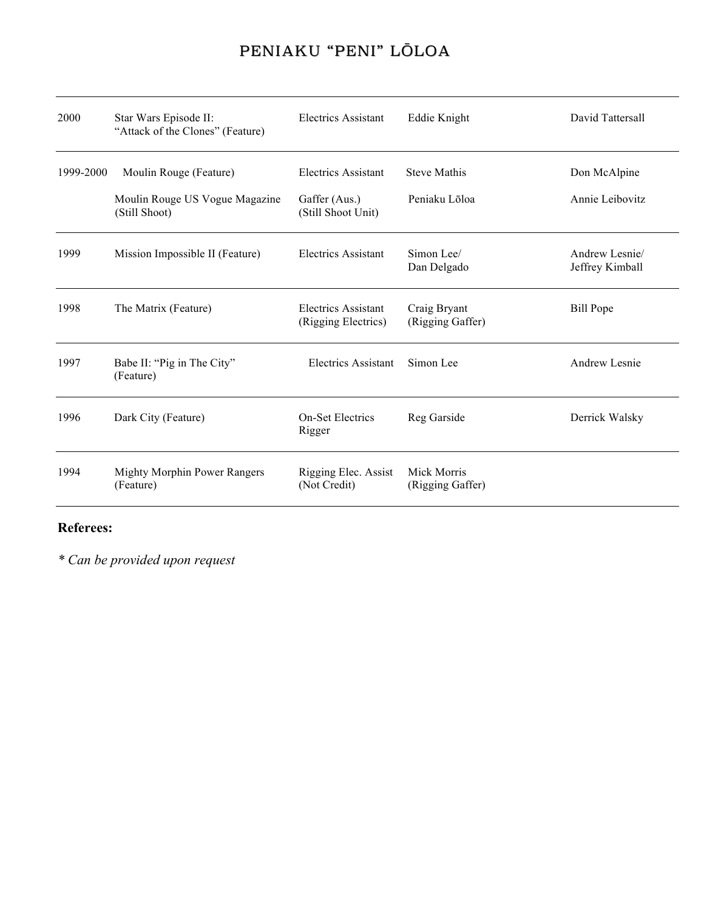# PENIAKU "PENI" LŌLOA

| | | | | |
|---|---|---|---|---|
| 2000 | Star Wars Episode II: "Attack of the Clones" (Feature) | Electrics Assistant | Eddie Knight | David Tattersall |
| 1999-2000 | Moulin Rouge (Feature) | Electrics Assistant | Steve Mathis | Don McAlpine |
| | Moulin Rouge US Vogue Magazine (Still Shoot) | Gaffer (Aus.) (Still Shoot Unit) | Peniaku Lōloa | Annie Leibovitz |
| 1999 | Mission Impossible II (Feature) | Electrics Assistant | Simon Lee/ Dan Delgado | Andrew Lesnie/ Jeffrey Kimball |
| 1998 | The Matrix (Feature) | Electrics Assistant (Rigging Electrics) | Craig Bryant (Rigging Gaffer) | Bill Pope |
| 1997 | Babe II: "Pig in The City" (Feature) | Electrics Assistant | Simon Lee | Andrew Lesnie |
| 1996 | Dark City (Feature) | On-Set Electrics Rigger | Reg Garside | Derrick Walsky |
| 1994 | Mighty Morphin Power Rangers (Feature) | Rigging Elec. Assist (Not Credit) | Mick Morris (Rigging Gaffer) | |

**Referees:**

*\* Can be provided upon request*